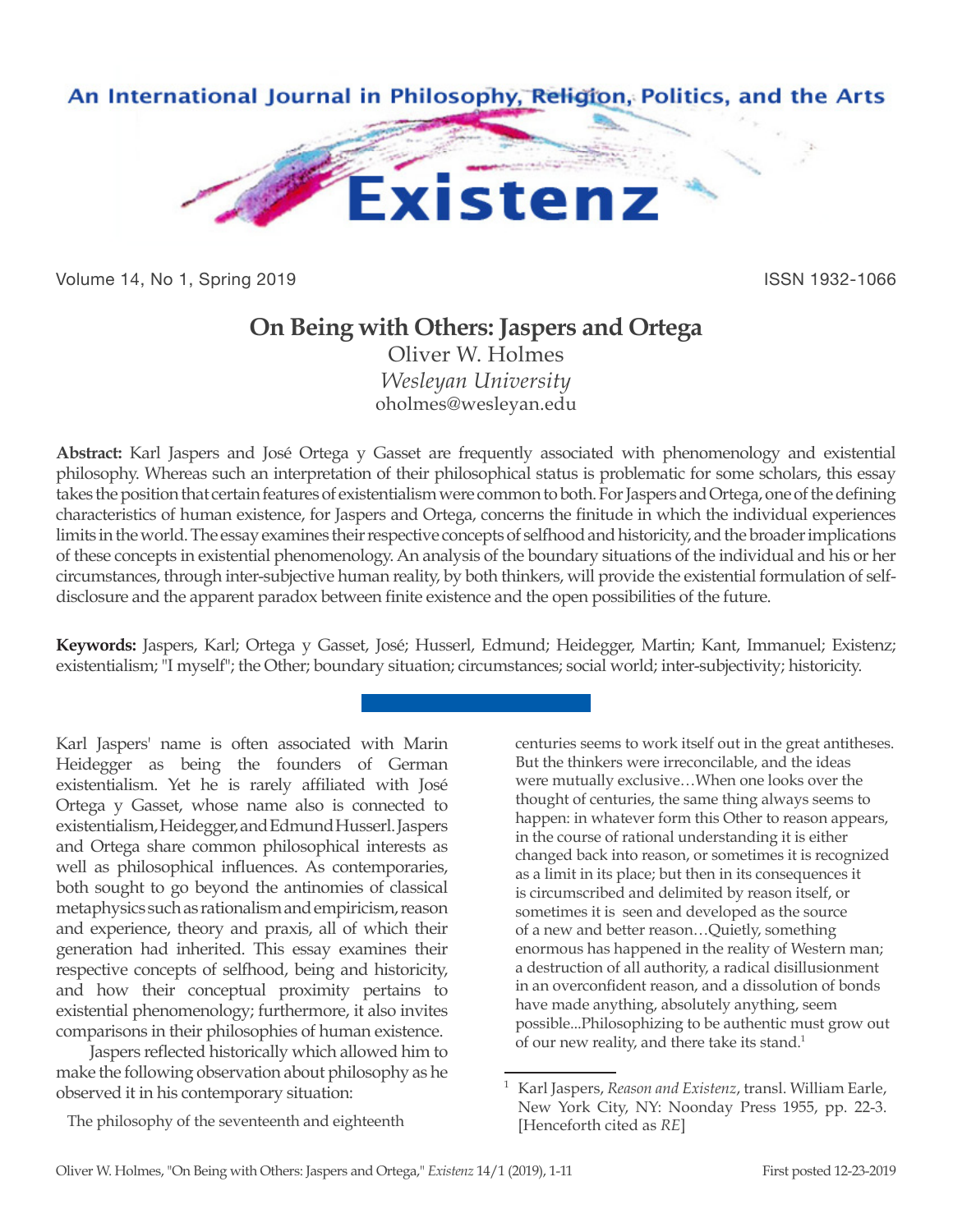# On Being with Others: Jaspers and Ortega

Oliver W. Holmes
*Wesleyan University*
oholmes@wesleyan.edu

**Abstract:** Karl Jaspers and José Ortega y Gasset are frequently associated with phenomenology and existential philosophy. Whereas such an interpretation of their philosophical status is problematic for some scholars, this essay takes the position that certain features of existentialism were common to both. For Jaspers and Ortega, one of the defining characteristics of human existence, for Jaspers and Ortega, concerns the finitude in which the individual experiences limits in the world. The essay examines their respective concepts of selfhood and historicity, and the broader implications of these concepts in existential phenomenology. An analysis of the boundary situations of the individual and his or her circumstances, through inter-subjective human reality, by both thinkers, will provide the existential formulation of self-disclosure and the apparent paradox between finite existence and the open possibilities of the future.

**Keywords:** Jaspers, Karl; Ortega y Gasset, José; Husserl, Edmund; Heidegger, Martin; Kant, Immanuel; Existenz; existentialism; "I myself"; the Other; boundary situation; circumstances; social world; inter-subjectivity; historicity.

Karl Jaspers' name is often associated with Marin Heidegger as being the founders of German existentialism. Yet he is rarely affiliated with José Ortega y Gasset, whose name also is connected to existentialism, Heidegger, and Edmund Husserl. Jaspers and Ortega share common philosophical interests as well as philosophical influences. As contemporaries, both sought to go beyond the antinomies of classical metaphysics such as rationalism and empiricism, reason and experience, theory and praxis, all of which their generation had inherited. This essay examines their respective concepts of selfhood, being and historicity, and how their conceptual proximity pertains to existential phenomenology; furthermore, it also invites comparisons in their philosophies of human existence.

Jaspers reflected historically which allowed him to make the following observation about philosophy as he observed it in his contemporary situation:

> The philosophy of the seventeenth and eighteenth centuries seems to work itself out in the great antitheses. But the thinkers were irreconcilable, and the ideas were mutually exclusive…When one looks over the thought of centuries, the same thing always seems to happen: in whatever form this Other to reason appears, in the course of rational understanding it is either changed back into reason, or sometimes it is recognized as a limit in its place; but then in its consequences it is circumscribed and delimited by reason itself, or sometimes it is seen and developed as the source of a new and better reason…Quietly, something enormous has happened in the reality of Western man; a destruction of all authority, a radical disillusionment in an overconfident reason, and a dissolution of bonds have made anything, absolutely anything, seem possible...Philosophizing to be authentic must grow out of our new reality, and there take its stand.[1]

[1] Karl Jaspers, *Reason and Existenz*, transl. William Earle, New York City, NY: Noonday Press 1955, pp. 22-3. [Henceforth cited as *RE*]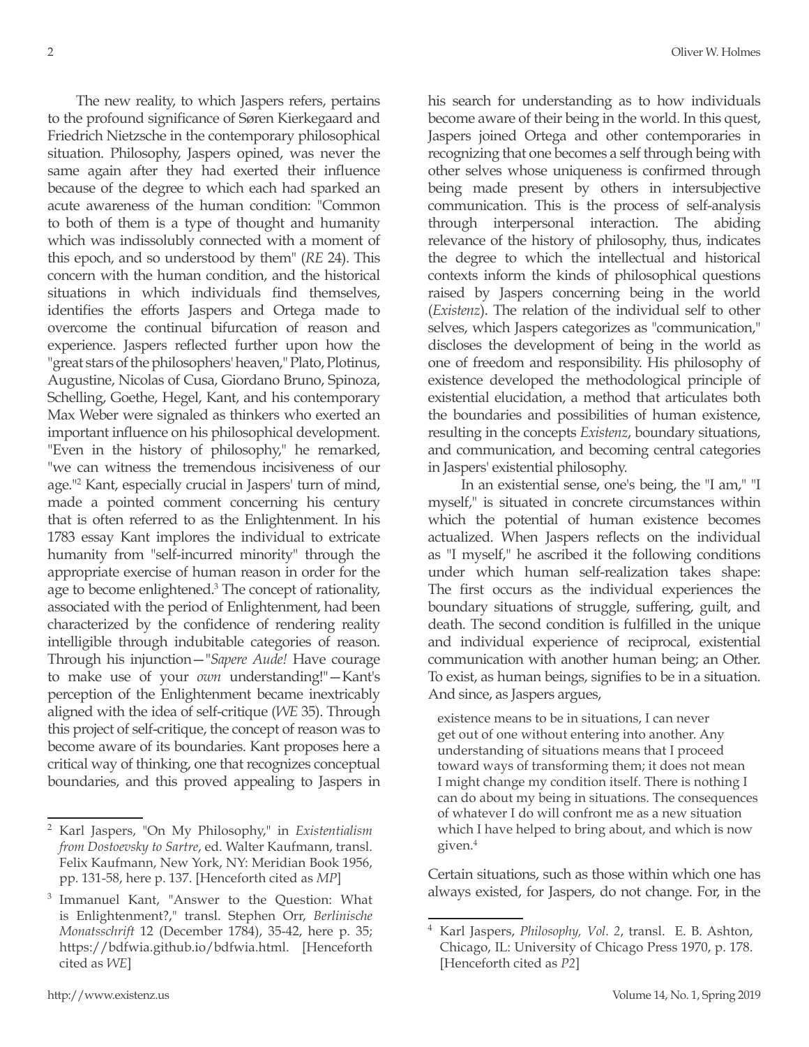The new reality, to which Jaspers refers, pertains to the profound significance of Søren Kierkegaard and Friedrich Nietzsche in the contemporary philosophical situation. Philosophy, Jaspers opined, was never the same again after they had exerted their influence because of the degree to which each had sparked an acute awareness of the human condition: "Common to both of them is a type of thought and humanity which was indissolubly connected with a moment of this epoch, and so understood by them" (*RE* 24). This concern with the human condition, and the historical situations in which individuals find themselves, identifies the efforts Jaspers and Ortega made to overcome the continual bifurcation of reason and experience. Jaspers reflected further upon how the "great stars of the philosophers' heaven," Plato, Plotinus, Augustine, Nicolas of Cusa, Giordano Bruno, Spinoza, Schelling, Goethe, Hegel, Kant, and his contemporary Max Weber were signaled as thinkers who exerted an important influence on his philosophical development. "Even in the history of philosophy," he remarked, "we can witness the tremendous incisiveness of our age."[2] Kant, especially crucial in Jaspers' turn of mind, made a pointed comment concerning his century that is often referred to as the Enlightenment. In his 1783 essay Kant implores the individual to extricate humanity from "self-incurred minority" through the appropriate exercise of human reason in order for the age to become enlightened.[3] The concept of rationality, associated with the period of Enlightenment, had been characterized by the confidence of rendering reality intelligible through indubitable categories of reason. Through his injunction—"*Sapere Aude!* Have courage to make use of your *own* understanding!"—Kant's perception of the Enlightenment became inextricably aligned with the idea of self-critique (*WE* 35). Through this project of self-critique, the concept of reason was to become aware of its boundaries. Kant proposes here a critical way of thinking, one that recognizes conceptual boundaries, and this proved appealing to Jaspers in his search for understanding as to how individuals become aware of their being in the world. In this quest, Jaspers joined Ortega and other contemporaries in recognizing that one becomes a self through being with other selves whose uniqueness is confirmed through being made present by others in intersubjective communication. This is the process of self-analysis through interpersonal interaction. The abiding relevance of the history of philosophy, thus, indicates the degree to which the intellectual and historical contexts inform the kinds of philosophical questions raised by Jaspers concerning being in the world (*Existenz*). The relation of the individual self to other selves, which Jaspers categorizes as "communication," discloses the development of being in the world as one of freedom and responsibility. His philosophy of existence developed the methodological principle of existential elucidation, a method that articulates both the boundaries and possibilities of human existence, resulting in the concepts *Existenz*, boundary situations, and communication, and becoming central categories in Jaspers' existential philosophy.

In an existential sense, one's being, the "I am," "I myself," is situated in concrete circumstances within which the potential of human existence becomes actualized. When Jaspers reflects on the individual as "I myself," he ascribed it the following conditions under which human self-realization takes shape: The first occurs as the individual experiences the boundary situations of struggle, suffering, guilt, and death. The second condition is fulfilled in the unique and individual experience of reciprocal, existential communication with another human being; an Other. To exist, as human beings, signifies to be in a situation. And since, as Jaspers argues,

> existence means to be in situations, I can never get out of one without entering into another. Any understanding of situations means that I proceed toward ways of transforming them; it does not mean I might change my condition itself. There is nothing I can do about my being in situations. The consequences of whatever I do will confront me as a new situation which I have helped to bring about, and which is now given.[4]

Certain situations, such as those within which one has always existed, for Jaspers, do not change. For, in the

---

[2] Karl Jaspers, "On My Philosophy," in *Existentialism from Dostoevsky to Sartre*, ed. Walter Kaufmann, transl. Felix Kaufmann, New York, NY: Meridian Book 1956, pp. 131-58, here p. 137. [Henceforth cited as *MP*]

[3] Immanuel Kant, "Answer to the Question: What is Enlightenment?," transl. Stephen Orr, *Berlinische Monatsschrift* 12 (December 1784), 35-42, here p. 35; https://bdfwia.github.io/bdfwia.html. [Henceforth cited as *WE*]

[4] Karl Jaspers, *Philosophy, Vol. 2*, transl. E. B. Ashton, Chicago, IL: University of Chicago Press 1970, p. 178. [Henceforth cited as *P2*]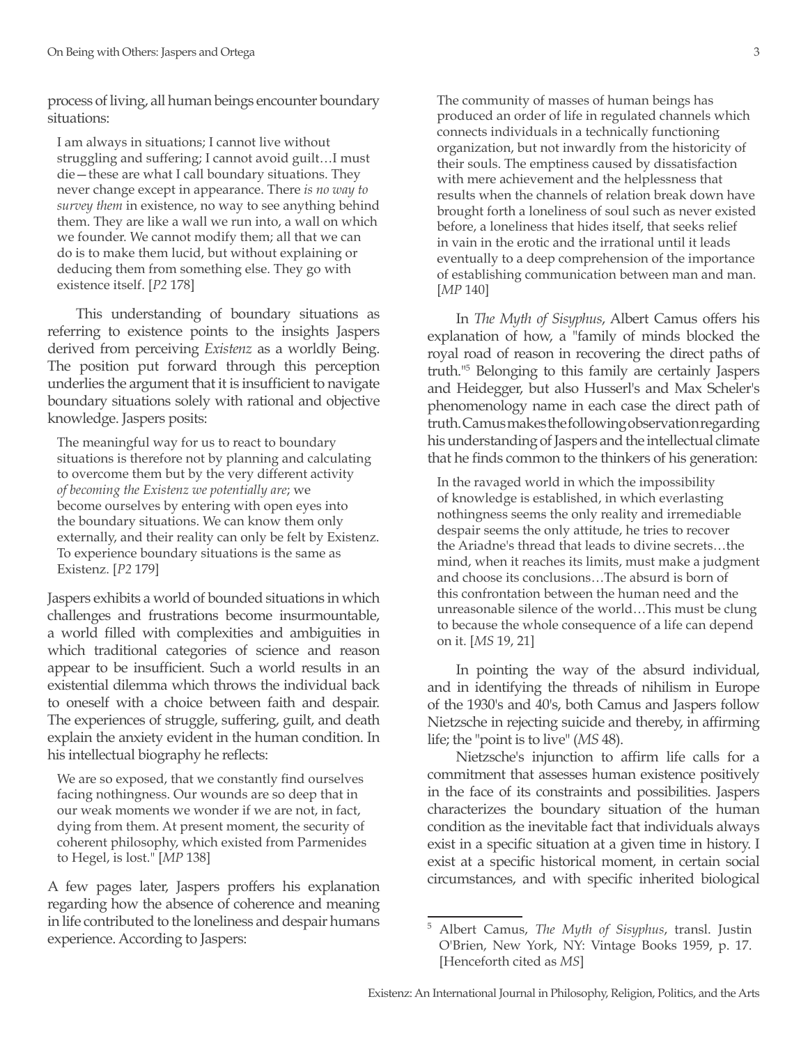process of living, all human beings encounter boundary situations:

> I am always in situations; I cannot live without struggling and suffering; I cannot avoid guilt…I must die—these are what I call boundary situations. They never change except in appearance. There *is no way to survey them* in existence, no way to see anything behind them. They are like a wall we run into, a wall on which we founder. We cannot modify them; all that we can do is to make them lucid, but without explaining or deducing them from something else. They go with existence itself. [*P2* 178]

This understanding of boundary situations as referring to existence points to the insights Jaspers derived from perceiving *Existenz* as a worldly Being. The position put forward through this perception underlies the argument that it is insufficient to navigate boundary situations solely with rational and objective knowledge. Jaspers posits:

> The meaningful way for us to react to boundary situations is therefore not by planning and calculating to overcome them but by the very different activity *of becoming the Existenz we potentially are*; we become ourselves by entering with open eyes into the boundary situations. We can know them only externally, and their reality can only be felt by Existenz. To experience boundary situations is the same as Existenz. [*P2* 179]

Jaspers exhibits a world of bounded situations in which challenges and frustrations become insurmountable, a world filled with complexities and ambiguities in which traditional categories of science and reason appear to be insufficient. Such a world results in an existential dilemma which throws the individual back to oneself with a choice between faith and despair. The experiences of struggle, suffering, guilt, and death explain the anxiety evident in the human condition. In his intellectual biography he reflects:

> We are so exposed, that we constantly find ourselves facing nothingness. Our wounds are so deep that in our weak moments we wonder if we are not, in fact, dying from them. At present moment, the security of coherent philosophy, which existed from Parmenides to Hegel, is lost." [*MP* 138]

A few pages later, Jaspers proffers his explanation regarding how the absence of coherence and meaning in life contributed to the loneliness and despair humans experience. According to Jaspers:

> The community of masses of human beings has produced an order of life in regulated channels which connects individuals in a technically functioning organization, but not inwardly from the historicity of their souls. The emptiness caused by dissatisfaction with mere achievement and the helplessness that results when the channels of relation break down have brought forth a loneliness of soul such as never existed before, a loneliness that hides itself, that seeks relief in vain in the erotic and the irrational until it leads eventually to a deep comprehension of the importance of establishing communication between man and man. [*MP* 140]

In *The Myth of Sisyphus*, Albert Camus offers his explanation of how, a "family of minds blocked the royal road of reason in recovering the direct paths of truth."[5] Belonging to this family are certainly Jaspers and Heidegger, but also Husserl's and Max Scheler's phenomenology name in each case the direct path of truth. Camus makes the following observation regarding his understanding of Jaspers and the intellectual climate that he finds common to the thinkers of his generation:

> In the ravaged world in which the impossibility of knowledge is established, in which everlasting nothingness seems the only reality and irremediable despair seems the only attitude, he tries to recover the Ariadne's thread that leads to divine secrets…the mind, when it reaches its limits, must make a judgment and choose its conclusions…The absurd is born of this confrontation between the human need and the unreasonable silence of the world…This must be clung to because the whole consequence of a life can depend on it. [*MS* 19, 21]

In pointing the way of the absurd individual, and in identifying the threads of nihilism in Europe of the 1930's and 40's, both Camus and Jaspers follow Nietzsche in rejecting suicide and thereby, in affirming life; the "point is to live" (*MS* 48).

Nietzsche's injunction to affirm life calls for a commitment that assesses human existence positively in the face of its constraints and possibilities. Jaspers characterizes the boundary situation of the human condition as the inevitable fact that individuals always exist in a specific situation at a given time in history. I exist at a specific historical moment, in certain social circumstances, and with specific inherited biological

---

[5] Albert Camus, *The Myth of Sisyphus*, transl. Justin O'Brien, New York, NY: Vintage Books 1959, p. 17. [Henceforth cited as *MS*]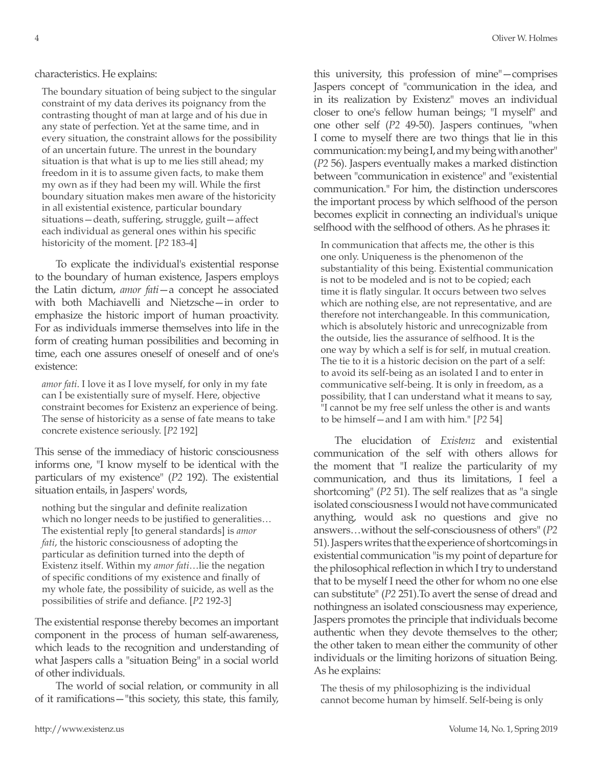characteristics. He explains:

> The boundary situation of being subject to the singular constraint of my data derives its poignancy from the contrasting thought of man at large and of his due in any state of perfection. Yet at the same time, and in every situation, the constraint allows for the possibility of an uncertain future. The unrest in the boundary situation is that what is up to me lies still ahead; my freedom in it is to assume given facts, to make them my own as if they had been my will. While the first boundary situation makes men aware of the historicity in all existential existence, particular boundary situations—death, suffering, struggle, guilt—affect each individual as general ones within his specific historicity of the moment. [*P2* 183-4]

To explicate the individual's existential response to the boundary of human existence, Jaspers employs the Latin dictum, *amor fati*—a concept he associated with both Machiavelli and Nietzsche—in order to emphasize the historic import of human proactivity. For as individuals immerse themselves into life in the form of creating human possibilities and becoming in time, each one assures oneself of oneself and of one's existence:

> *amor fati*. I love it as I love myself, for only in my fate can I be existentially sure of myself. Here, objective constraint becomes for Existenz an experience of being. The sense of historicity as a sense of fate means to take concrete existence seriously. [*P2* 192]

This sense of the immediacy of historic consciousness informs one, "I know myself to be identical with the particulars of my existence" (*P2* 192). The existential situation entails, in Jaspers' words,

> nothing but the singular and definite realization which no longer needs to be justified to generalities… The existential reply [to general standards] is *amor fati*, the historic consciousness of adopting the particular as definition turned into the depth of Existenz itself. Within my *amor fati*…lie the negation of specific conditions of my existence and finally of my whole fate, the possibility of suicide, as well as the possibilities of strife and defiance. [*P2* 192-3]

The existential response thereby becomes an important component in the process of human self-awareness, which leads to the recognition and understanding of what Jaspers calls a "situation Being" in a social world of other individuals.

The world of social relation, or community in all of it ramifications—"this society, this state, this family, this university, this profession of mine"—comprises Jaspers concept of "communication in the idea, and in its realization by Existenz" moves an individual closer to one's fellow human beings; "I myself" and one other self (*P2* 49-50). Jaspers continues, "when I come to myself there are two things that lie in this communication: my being I, and my being with another" (*P2* 56). Jaspers eventually makes a marked distinction between "communication in existence" and "existential communication." For him, the distinction underscores the important process by which selfhood of the person becomes explicit in connecting an individual's unique selfhood with the selfhood of others. As he phrases it:

> In communication that affects me, the other is this one only. Uniqueness is the phenomenon of the substantiality of this being. Existential communication is not to be modeled and is not to be copied; each time it is flatly singular. It occurs between two selves which are nothing else, are not representative, and are therefore not interchangeable. In this communication, which is absolutely historic and unrecognizable from the outside, lies the assurance of selfhood. It is the one way by which a self is for self, in mutual creation. The tie to it is a historic decision on the part of a self: to avoid its self-being as an isolated I and to enter in communicative self-being. It is only in freedom, as a possibility, that I can understand what it means to say, "I cannot be my free self unless the other is and wants to be himself—and I am with him." [*P2* 54]

The elucidation of *Existenz* and existential communication of the self with others allows for the moment that "I realize the particularity of my communication, and thus its limitations, I feel a shortcoming" (*P2* 51). The self realizes that as "a single isolated consciousness I would not have communicated anything, would ask no questions and give no answers…without the self-consciousness of others" (*P2* 51). Jaspers writes that the experience of shortcomings in existential communication "is my point of departure for the philosophical reflection in which I try to understand that to be myself I need the other for whom no one else can substitute" (*P2* 251).To avert the sense of dread and nothingness an isolated consciousness may experience, Jaspers promotes the principle that individuals become authentic when they devote themselves to the other; the other taken to mean either the community of other individuals or the limiting horizons of situation Being. As he explains:

> The thesis of my philosophizing is the individual cannot become human by himself. Self-being is only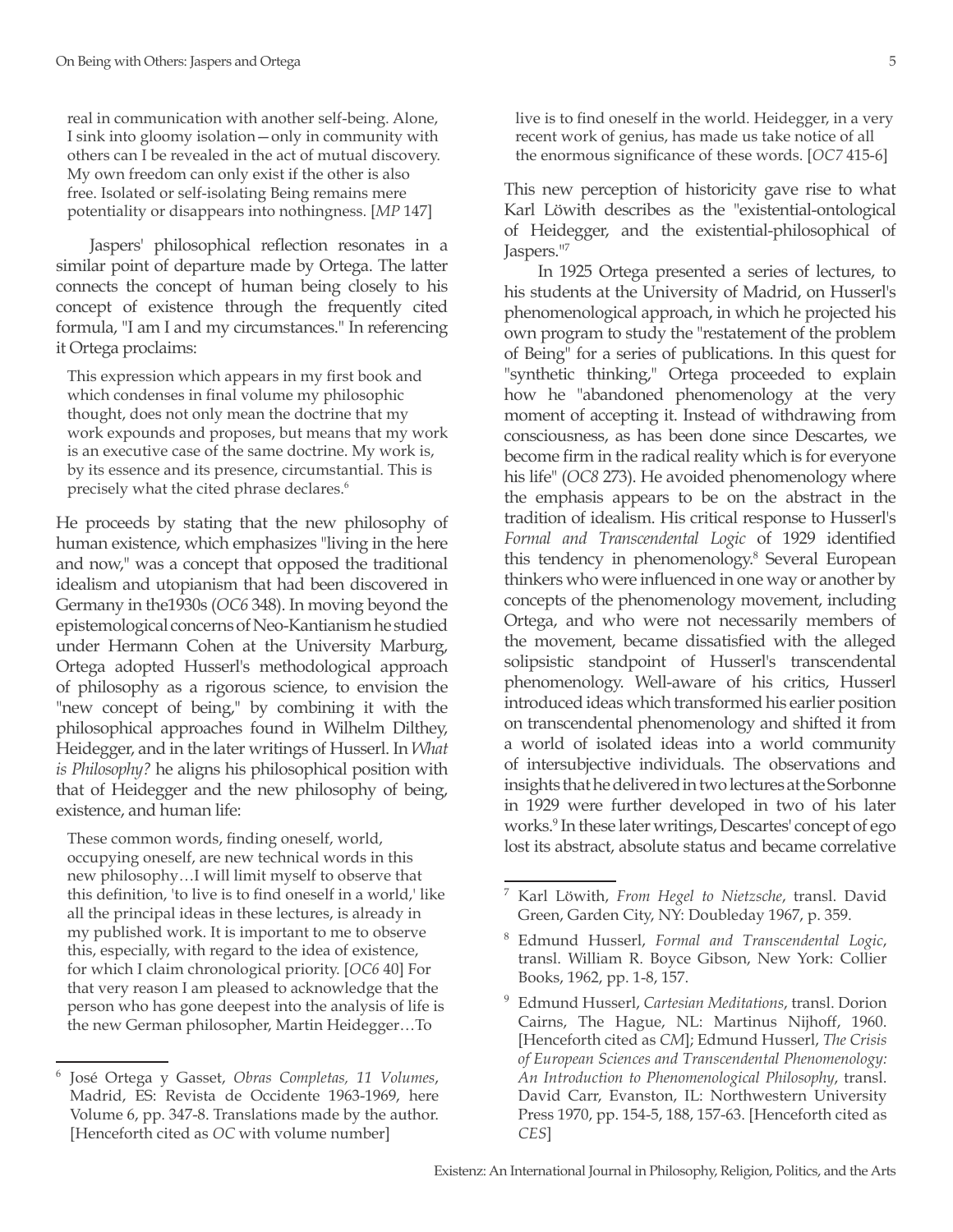> real in communication with another self-being. Alone, I sink into gloomy isolation—only in community with others can I be revealed in the act of mutual discovery. My own freedom can only exist if the other is also free. Isolated or self-isolating Being remains mere potentiality or disappears into nothingness. [*MP* 147]

Jaspers' philosophical reflection resonates in a similar point of departure made by Ortega. The latter connects the concept of human being closely to his concept of existence through the frequently cited formula, "I am I and my circumstances." In referencing it Ortega proclaims:

> This expression which appears in my first book and which condenses in final volume my philosophic thought, does not only mean the doctrine that my work expounds and proposes, but means that my work is an executive case of the same doctrine. My work is, by its essence and its presence, circumstantial. This is precisely what the cited phrase declares.[6]

He proceeds by stating that the new philosophy of human existence, which emphasizes "living in the here and now," was a concept that opposed the traditional idealism and utopianism that had been discovered in Germany in the1930s (*OC6* 348). In moving beyond the epistemological concerns of Neo-Kantianism he studied under Hermann Cohen at the University Marburg, Ortega adopted Husserl's methodological approach of philosophy as a rigorous science, to envision the "new concept of being," by combining it with the philosophical approaches found in Wilhelm Dilthey, Heidegger, and in the later writings of Husserl. In *What is Philosophy?* he aligns his philosophical position with that of Heidegger and the new philosophy of being, existence, and human life:

> These common words, finding oneself, world, occupying oneself, are new technical words in this new philosophy…I will limit myself to observe that this definition, 'to live is to find oneself in a world,' like all the principal ideas in these lectures, is already in my published work. It is important to me to observe this, especially, with regard to the idea of existence, for which I claim chronological priority. [*OC6* 40] For that very reason I am pleased to acknowledge that the person who has gone deepest into the analysis of life is the new German philosopher, Martin Heidegger…To live is to find oneself in the world. Heidegger, in a very recent work of genius, has made us take notice of all the enormous significance of these words. [*OC7* 415-6]

This new perception of historicity gave rise to what Karl Löwith describes as the "existential-ontological of Heidegger, and the existential-philosophical of Jaspers."[7]

In 1925 Ortega presented a series of lectures, to his students at the University of Madrid, on Husserl's phenomenological approach, in which he projected his own program to study the "restatement of the problem of Being" for a series of publications. In this quest for "synthetic thinking," Ortega proceeded to explain how he "abandoned phenomenology at the very moment of accepting it. Instead of withdrawing from consciousness, as has been done since Descartes, we become firm in the radical reality which is for everyone his life" (*OC8* 273). He avoided phenomenology where the emphasis appears to be on the abstract in the tradition of idealism. His critical response to Husserl's *Formal and Transcendental Logic* of 1929 identified this tendency in phenomenology.[8] Several European thinkers who were influenced in one way or another by concepts of the phenomenology movement, including Ortega, and who were not necessarily members of the movement, became dissatisfied with the alleged solipsistic standpoint of Husserl's transcendental phenomenology. Well-aware of his critics, Husserl introduced ideas which transformed his earlier position on transcendental phenomenology and shifted it from a world of isolated ideas into a world community of intersubjective individuals. The observations and insights that he delivered in two lectures at the Sorbonne in 1929 were further developed in two of his later works.[9] In these later writings, Descartes' concept of ego lost its abstract, absolute status and became correlative

---

[6] José Ortega y Gasset, *Obras Completas, 11 Volumes*, Madrid, ES: Revista de Occidente 1963-1969, here Volume 6, pp. 347-8. Translations made by the author. [Henceforth cited as *OC* with volume number]

[7] Karl Löwith, *From Hegel to Nietzsche*, transl. David Green, Garden City, NY: Doubleday 1967, p. 359.

[8] Edmund Husserl, *Formal and Transcendental Logic*, transl. William R. Boyce Gibson, New York: Collier Books, 1962, pp. 1-8, 157.

[9] Edmund Husserl, *Cartesian Meditations*, transl. Dorion Cairns, The Hague, NL: Martinus Nijhoff, 1960. [Henceforth cited as *CM*]; Edmund Husserl, *The Crisis of European Sciences and Transcendental Phenomenology: An Introduction to Phenomenological Philosophy*, transl. David Carr, Evanston, IL: Northwestern University Press 1970, pp. 154-5, 188, 157-63. [Henceforth cited as *CES*]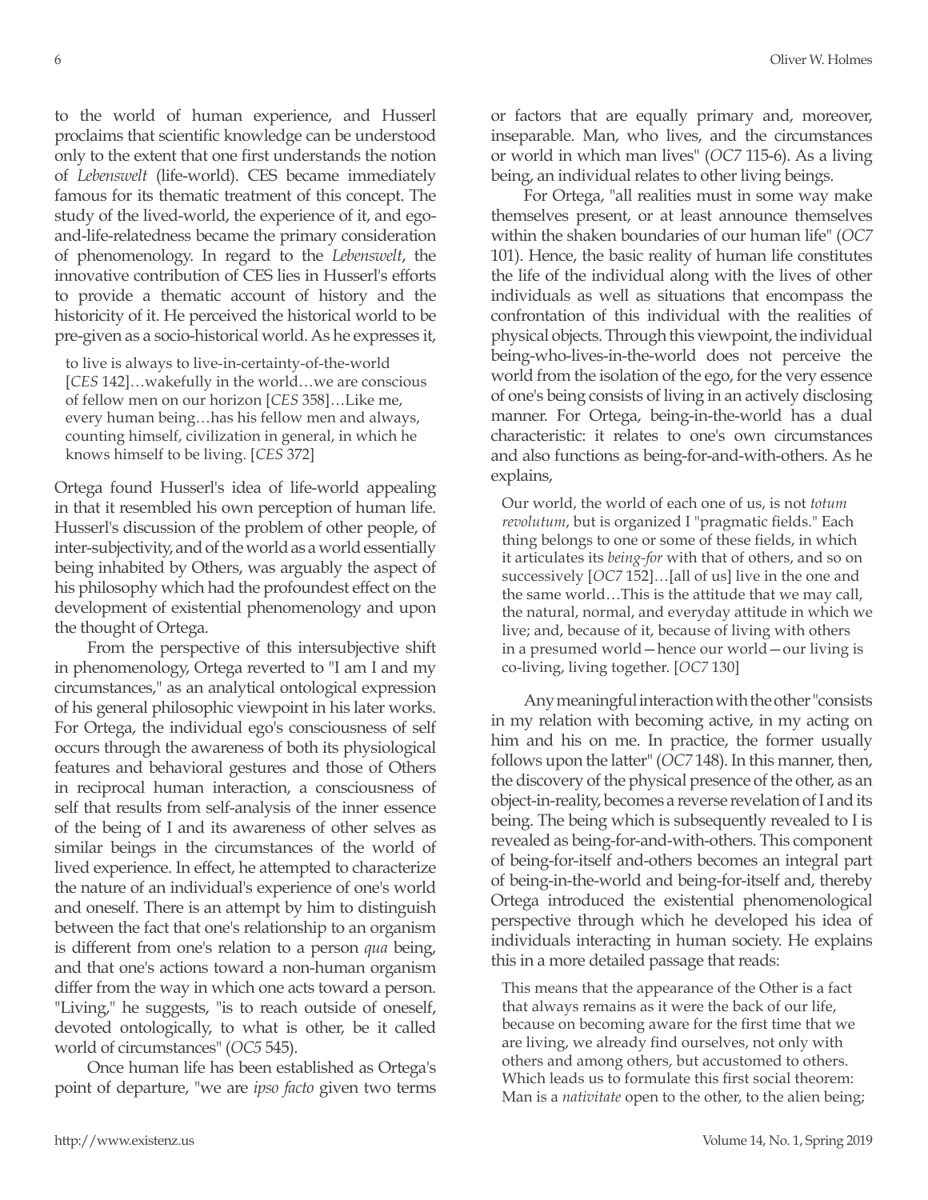to the world of human experience, and Husserl proclaims that scientific knowledge can be understood only to the extent that one first understands the notion of *Lebenswelt* (life-world). CES became immediately famous for its thematic treatment of this concept. The study of the lived-world, the experience of it, and ego-and-life-relatedness became the primary consideration of phenomenology. In regard to the *Lebenswelt*, the innovative contribution of CES lies in Husserl's efforts to provide a thematic account of history and the historicity of it. He perceived the historical world to be pre-given as a socio-historical world. As he expresses it,

> to live is always to live-in-certainty-of-the-world [*CES* 142]…wakefully in the world…we are conscious of fellow men on our horizon [*CES* 358]…Like me, every human being…has his fellow men and always, counting himself, civilization in general, in which he knows himself to be living. [*CES* 372]

Ortega found Husserl's idea of life-world appealing in that it resembled his own perception of human life. Husserl's discussion of the problem of other people, of inter-subjectivity, and of the world as a world essentially being inhabited by Others, was arguably the aspect of his philosophy which had the profoundest effect on the development of existential phenomenology and upon the thought of Ortega.

From the perspective of this intersubjective shift in phenomenology, Ortega reverted to "I am I and my circumstances," as an analytical ontological expression of his general philosophic viewpoint in his later works. For Ortega, the individual ego's consciousness of self occurs through the awareness of both its physiological features and behavioral gestures and those of Others in reciprocal human interaction, a consciousness of self that results from self-analysis of the inner essence of the being of I and its awareness of other selves as similar beings in the circumstances of the world of lived experience. In effect, he attempted to characterize the nature of an individual's experience of one's world and oneself. There is an attempt by him to distinguish between the fact that one's relationship to an organism is different from one's relation to a person *qua* being, and that one's actions toward a non-human organism differ from the way in which one acts toward a person. "Living," he suggests, "is to reach outside of oneself, devoted ontologically, to what is other, be it called world of circumstances" (*OC5* 545).

Once human life has been established as Ortega's point of departure, "we are *ipso facto* given two terms or factors that are equally primary and, moreover, inseparable. Man, who lives, and the circumstances or world in which man lives" (*OC7* 115-6). As a living being, an individual relates to other living beings.

For Ortega, "all realities must in some way make themselves present, or at least announce themselves within the shaken boundaries of our human life" (*OC7* 101). Hence, the basic reality of human life constitutes the life of the individual along with the lives of other individuals as well as situations that encompass the confrontation of this individual with the realities of physical objects. Through this viewpoint, the individual being-who-lives-in-the-world does not perceive the world from the isolation of the ego, for the very essence of one's being consists of living in an actively disclosing manner. For Ortega, being-in-the-world has a dual characteristic: it relates to one's own circumstances and also functions as being-for-and-with-others. As he explains,

> Our world, the world of each one of us, is not *totum revolutum*, but is organized I "pragmatic fields." Each thing belongs to one or some of these fields, in which it articulates its *being-for* with that of others, and so on successively [*OC7* 152]…[all of us] live in the one and the same world…This is the attitude that we may call, the natural, normal, and everyday attitude in which we live; and, because of it, because of living with others in a presumed world—hence our world—our living is co-living, living together. [*OC7* 130]

Any meaningful interaction with the other "consists in my relation with becoming active, in my acting on him and his on me. In practice, the former usually follows upon the latter" (*OC7* 148). In this manner, then, the discovery of the physical presence of the other, as an object-in-reality, becomes a reverse revelation of I and its being. The being which is subsequently revealed to I is revealed as being-for-and-with-others. This component of being-for-itself and-others becomes an integral part of being-in-the-world and being-for-itself and, thereby Ortega introduced the existential phenomenological perspective through which he developed his idea of individuals interacting in human society. He explains this in a more detailed passage that reads:

> This means that the appearance of the Other is a fact that always remains as it were the back of our life, because on becoming aware for the first time that we are living, we already find ourselves, not only with others and among others, but accustomed to others. Which leads us to formulate this first social theorem: Man is a *nativitate* open to the other, to the alien being;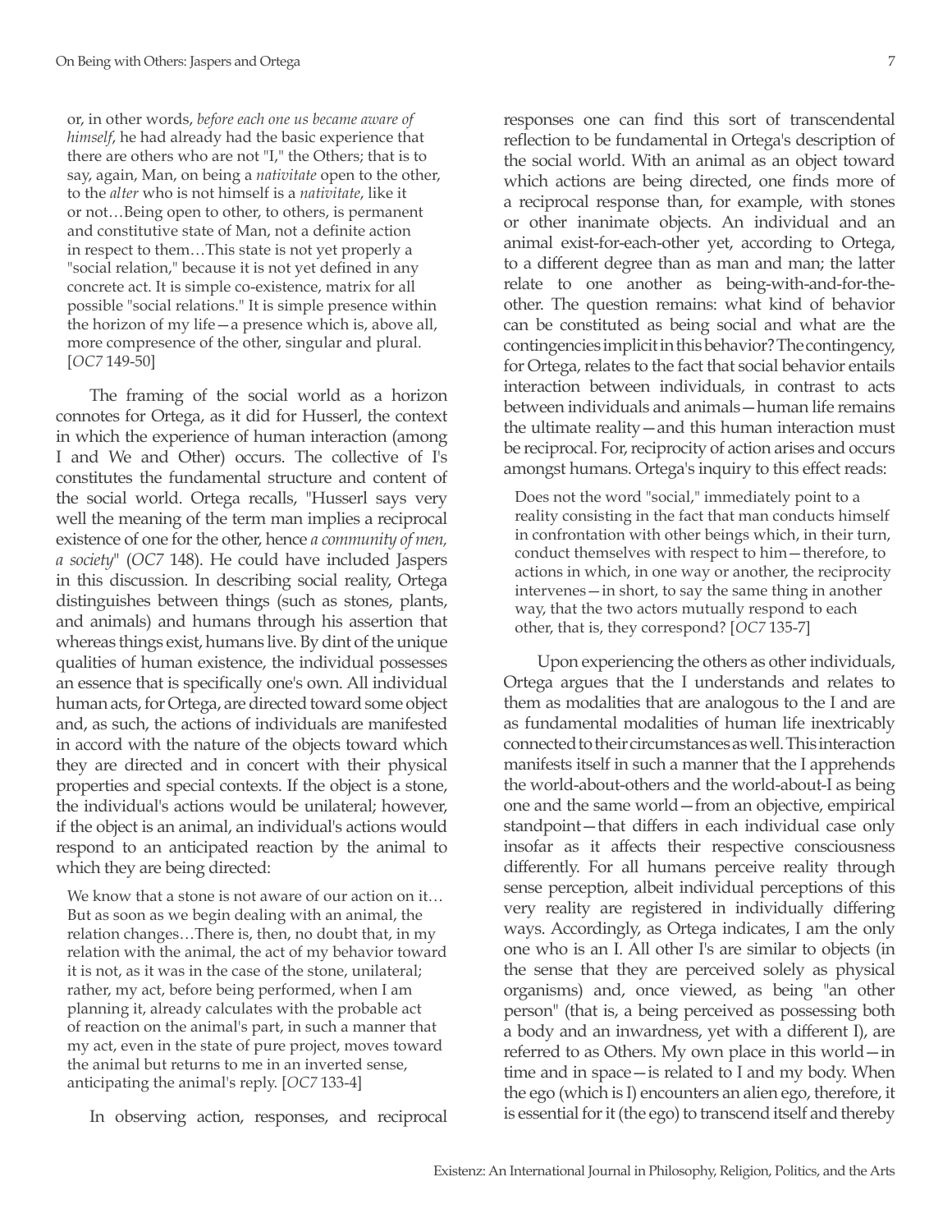or, in other words, *before each one us became aware of himself*, he had already had the basic experience that there are others who are not "I," the Others; that is to say, again, Man, on being a *nativitate* open to the other, to the *alter* who is not himself is a *nativitate*, like it or not…Being open to other, to others, is permanent and constitutive state of Man, not a definite action in respect to them…This state is not yet properly a "social relation," because it is not yet defined in any concrete act. It is simple co-existence, matrix for all possible "social relations." It is simple presence within the horizon of my life—a presence which is, above all, more compresence of the other, singular and plural. [*OC7* 149-50]

The framing of the social world as a horizon connotes for Ortega, as it did for Husserl, the context in which the experience of human interaction (among I and We and Other) occurs. The collective of I's constitutes the fundamental structure and content of the social world. Ortega recalls, "Husserl says very well the meaning of the term man implies a reciprocal existence of one for the other, hence *a community of men, a society*" (*OC7* 148). He could have included Jaspers in this discussion. In describing social reality, Ortega distinguishes between things (such as stones, plants, and animals) and humans through his assertion that whereas things exist, humans live. By dint of the unique qualities of human existence, the individual possesses an essence that is specifically one's own. All individual human acts, for Ortega, are directed toward some object and, as such, the actions of individuals are manifested in accord with the nature of the objects toward which they are directed and in concert with their physical properties and special contexts. If the object is a stone, the individual's actions would be unilateral; however, if the object is an animal, an individual's actions would respond to an anticipated reaction by the animal to which they are being directed:

We know that a stone is not aware of our action on it… But as soon as we begin dealing with an animal, the relation changes…There is, then, no doubt that, in my relation with the animal, the act of my behavior toward it is not, as it was in the case of the stone, unilateral; rather, my act, before being performed, when I am planning it, already calculates with the probable act of reaction on the animal's part, in such a manner that my act, even in the state of pure project, moves toward the animal but returns to me in an inverted sense, anticipating the animal's reply. [*OC7* 133-4]

In observing action, responses, and reciprocal responses one can find this sort of transcendental reflection to be fundamental in Ortega's description of the social world. With an animal as an object toward which actions are being directed, one finds more of a reciprocal response than, for example, with stones or other inanimate objects. An individual and an animal exist-for-each-other yet, according to Ortega, to a different degree than as man and man; the latter relate to one another as being-with-and-for-the-other. The question remains: what kind of behavior can be constituted as being social and what are the contingencies implicit in this behavior? The contingency, for Ortega, relates to the fact that social behavior entails interaction between individuals, in contrast to acts between individuals and animals—human life remains the ultimate reality—and this human interaction must be reciprocal. For, reciprocity of action arises and occurs amongst humans. Ortega's inquiry to this effect reads:

Does not the word "social," immediately point to a reality consisting in the fact that man conducts himself in confrontation with other beings which, in their turn, conduct themselves with respect to him—therefore, to actions in which, in one way or another, the reciprocity intervenes—in short, to say the same thing in another way, that the two actors mutually respond to each other, that is, they correspond? [*OC7* 135-7]

Upon experiencing the others as other individuals, Ortega argues that the I understands and relates to them as modalities that are analogous to the I and are as fundamental modalities of human life inextricably connected to their circumstances as well. This interaction manifests itself in such a manner that the I apprehends the world-about-others and the world-about-I as being one and the same world—from an objective, empirical standpoint—that differs in each individual case only insofar as it affects their respective consciousness differently. For all humans perceive reality through sense perception, albeit individual perceptions of this very reality are registered in individually differing ways. Accordingly, as Ortega indicates, I am the only one who is an I. All other I's are similar to objects (in the sense that they are perceived solely as physical organisms) and, once viewed, as being "an other person" (that is, a being perceived as possessing both a body and an inwardness, yet with a different I), are referred to as Others. My own place in this world—in time and in space—is related to I and my body. When the ego (which is I) encounters an alien ego, therefore, it is essential for it (the ego) to transcend itself and thereby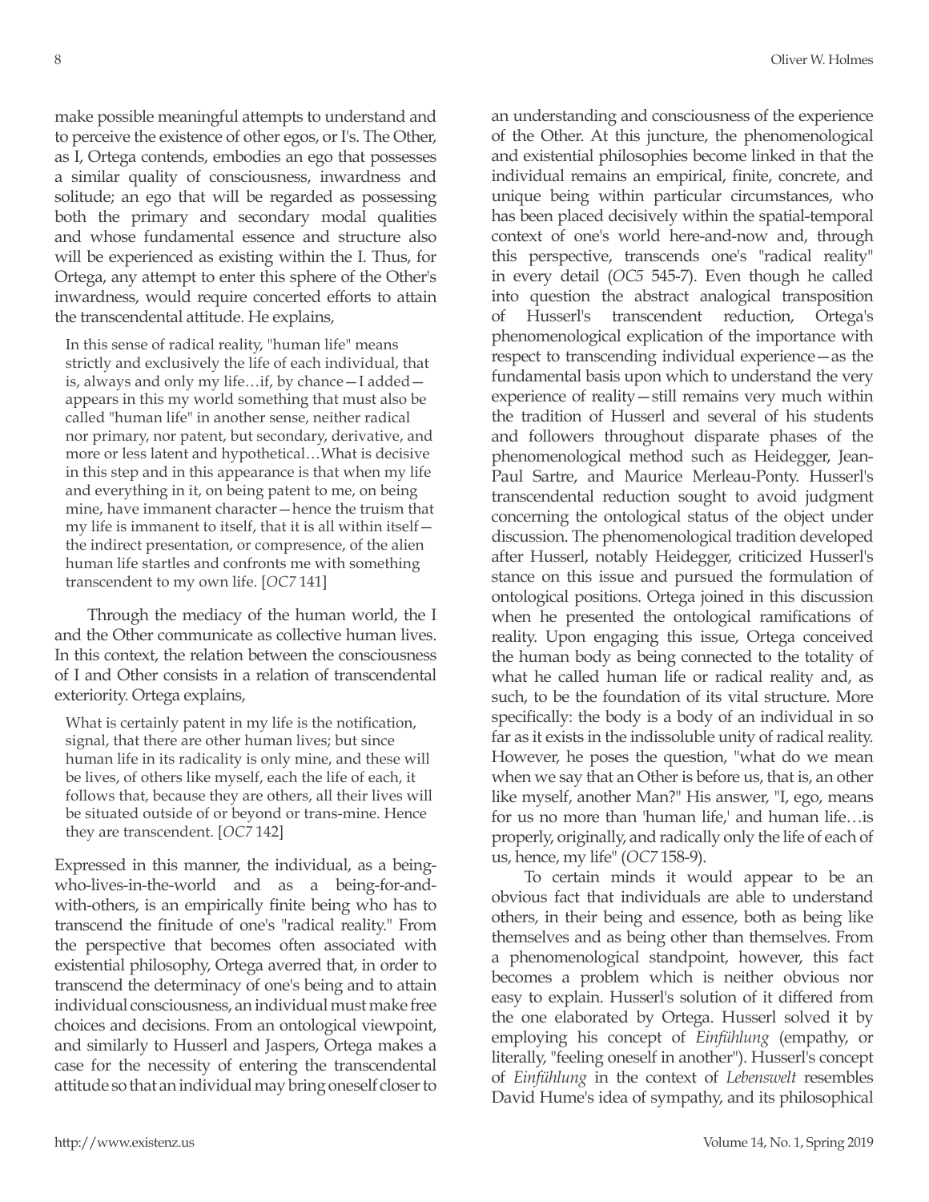make possible meaningful attempts to understand and to perceive the existence of other egos, or I's. The Other, as I, Ortega contends, embodies an ego that possesses a similar quality of consciousness, inwardness and solitude; an ego that will be regarded as possessing both the primary and secondary modal qualities and whose fundamental essence and structure also will be experienced as existing within the I. Thus, for Ortega, any attempt to enter this sphere of the Other's inwardness, would require concerted efforts to attain the transcendental attitude. He explains,

> In this sense of radical reality, "human life" means strictly and exclusively the life of each individual, that is, always and only my life…if, by chance—I added—appears in this my world something that must also be called "human life" in another sense, neither radical nor primary, nor patent, but secondary, derivative, and more or less latent and hypothetical…What is decisive in this step and in this appearance is that when my life and everything in it, on being patent to me, on being mine, have immanent character—hence the truism that my life is immanent to itself, that it is all within itself—the indirect presentation, or compresence, of the alien human life startles and confronts me with something transcendent to my own life. [*OC7* 141]

Through the mediacy of the human world, the I and the Other communicate as collective human lives. In this context, the relation between the consciousness of I and Other consists in a relation of transcendental exteriority. Ortega explains,

> What is certainly patent in my life is the notification, signal, that there are other human lives; but since human life in its radicality is only mine, and these will be lives, of others like myself, each the life of each, it follows that, because they are others, all their lives will be situated outside of or beyond or trans-mine. Hence they are transcendent. [*OC7* 142]

Expressed in this manner, the individual, as a being-who-lives-in-the-world and as a being-for-and-with-others, is an empirically finite being who has to transcend the finitude of one's "radical reality." From the perspective that becomes often associated with existential philosophy, Ortega averred that, in order to transcend the determinacy of one's being and to attain individual consciousness, an individual must make free choices and decisions. From an ontological viewpoint, and similarly to Husserl and Jaspers, Ortega makes a case for the necessity of entering the transcendental attitude so that an individual may bring oneself closer to an understanding and consciousness of the experience of the Other. At this juncture, the phenomenological and existential philosophies become linked in that the individual remains an empirical, finite, concrete, and unique being within particular circumstances, who has been placed decisively within the spatial-temporal context of one's world here-and-now and, through this perspective, transcends one's "radical reality" in every detail (*OC5* 545-7). Even though he called into question the abstract analogical transposition of Husserl's transcendent reduction, Ortega's phenomenological explication of the importance with respect to transcending individual experience—as the fundamental basis upon which to understand the very experience of reality—still remains very much within the tradition of Husserl and several of his students and followers throughout disparate phases of the phenomenological method such as Heidegger, Jean-Paul Sartre, and Maurice Merleau-Ponty. Husserl's transcendental reduction sought to avoid judgment concerning the ontological status of the object under discussion. The phenomenological tradition developed after Husserl, notably Heidegger, criticized Husserl's stance on this issue and pursued the formulation of ontological positions. Ortega joined in this discussion when he presented the ontological ramifications of reality. Upon engaging this issue, Ortega conceived the human body as being connected to the totality of what he called human life or radical reality and, as such, to be the foundation of its vital structure. More specifically: the body is a body of an individual in so far as it exists in the indissoluble unity of radical reality. However, he poses the question, "what do we mean when we say that an Other is before us, that is, an other like myself, another Man?" His answer, "I, ego, means for us no more than 'human life,' and human life…is properly, originally, and radically only the life of each of us, hence, my life" (*OC7* 158-9).

To certain minds it would appear to be an obvious fact that individuals are able to understand others, in their being and essence, both as being like themselves and as being other than themselves. From a phenomenological standpoint, however, this fact becomes a problem which is neither obvious nor easy to explain. Husserl's solution of it differed from the one elaborated by Ortega. Husserl solved it by employing his concept of *Einfühlung* (empathy, or literally, "feeling oneself in another"). Husserl's concept of *Einfühlung* in the context of *Lebenswelt* resembles David Hume's idea of sympathy, and its philosophical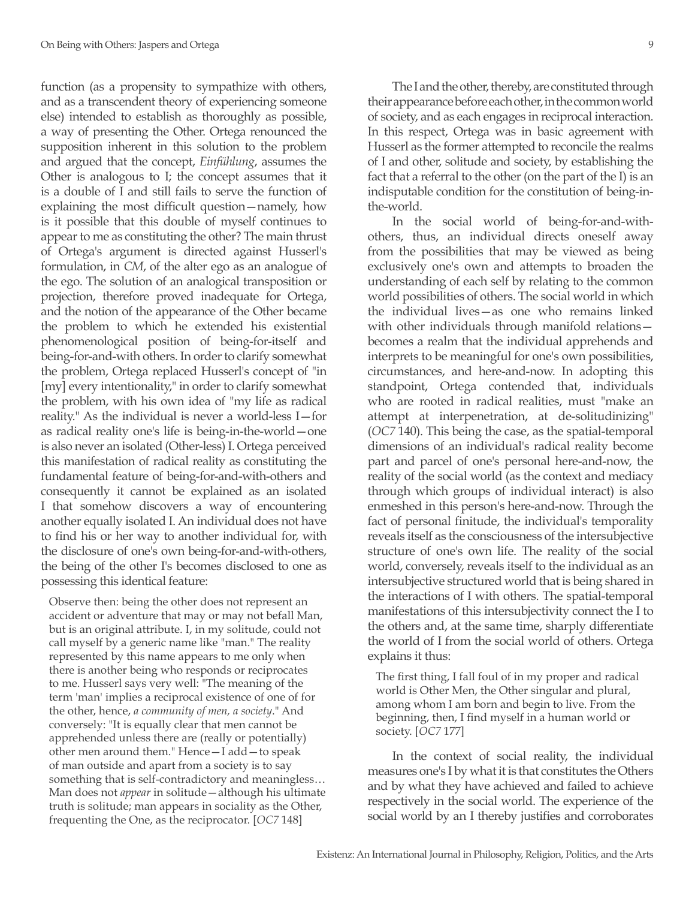function (as a propensity to sympathize with others, and as a transcendent theory of experiencing someone else) intended to establish as thoroughly as possible, a way of presenting the Other. Ortega renounced the supposition inherent in this solution to the problem and argued that the concept, *Einfühlung*, assumes the Other is analogous to I; the concept assumes that it is a double of I and still fails to serve the function of explaining the most difficult question—namely, how is it possible that this double of myself continues to appear to me as constituting the other? The main thrust of Ortega's argument is directed against Husserl's formulation, in *CM*, of the alter ego as an analogue of the ego. The solution of an analogical transposition or projection, therefore proved inadequate for Ortega, and the notion of the appearance of the Other became the problem to which he extended his existential phenomenological position of being-for-itself and being-for-and-with others. In order to clarify somewhat the problem, Ortega replaced Husserl's concept of "in [my] every intentionality," in order to clarify somewhat the problem, with his own idea of "my life as radical reality." As the individual is never a world-less I—for as radical reality one's life is being-in-the-world—one is also never an isolated (Other-less) I. Ortega perceived this manifestation of radical reality as constituting the fundamental feature of being-for-and-with-others and consequently it cannot be explained as an isolated I that somehow discovers a way of encountering another equally isolated I. An individual does not have to find his or her way to another individual for, with the disclosure of one's own being-for-and-with-others, the being of the other I's becomes disclosed to one as possessing this identical feature:

> Observe then: being the other does not represent an accident or adventure that may or may not befall Man, but is an original attribute. I, in my solitude, could not call myself by a generic name like "man." The reality represented by this name appears to me only when there is another being who responds or reciprocates to me. Husserl says very well: "The meaning of the term 'man' implies a reciprocal existence of one of for the other, hence, *a community of men, a society*." And conversely: "It is equally clear that men cannot be apprehended unless there are (really or potentially) other men around them." Hence—I add—to speak of man outside and apart from a society is to say something that is self-contradictory and meaningless… Man does not *appear* in solitude—although his ultimate truth is solitude; man appears in sociality as the Other, frequenting the One, as the reciprocator. [*OC7* 148]

The I and the other, thereby, are constituted through their appearance before each other, in the common world of society, and as each engages in reciprocal interaction. In this respect, Ortega was in basic agreement with Husserl as the former attempted to reconcile the realms of I and other, solitude and society, by establishing the fact that a referral to the other (on the part of the I) is an indisputable condition for the constitution of being-in-the-world.

In the social world of being-for-and-with-others, thus, an individual directs oneself away from the possibilities that may be viewed as being exclusively one's own and attempts to broaden the understanding of each self by relating to the common world possibilities of others. The social world in which the individual lives—as one who remains linked with other individuals through manifold relations—becomes a realm that the individual apprehends and interprets to be meaningful for one's own possibilities, circumstances, and here-and-now. In adopting this standpoint, Ortega contended that, individuals who are rooted in radical realities, must "make an attempt at interpenetration, at de-solitudinizing" (*OC7* 140). This being the case, as the spatial-temporal dimensions of an individual's radical reality become part and parcel of one's personal here-and-now, the reality of the social world (as the context and mediacy through which groups of individual interact) is also enmeshed in this person's here-and-now. Through the fact of personal finitude, the individual's temporality reveals itself as the consciousness of the intersubjective structure of one's own life. The reality of the social world, conversely, reveals itself to the individual as an intersubjective structured world that is being shared in the interactions of I with others. The spatial-temporal manifestations of this intersubjectivity connect the I to the others and, at the same time, sharply differentiate the world of I from the social world of others. Ortega explains it thus:

> The first thing, I fall foul of in my proper and radical world is Other Men, the Other singular and plural, among whom I am born and begin to live. From the beginning, then, I find myself in a human world or society. [*OC7* 177]

In the context of social reality, the individual measures one's I by what it is that constitutes the Others and by what they have achieved and failed to achieve respectively in the social world. The experience of the social world by an I thereby justifies and corroborates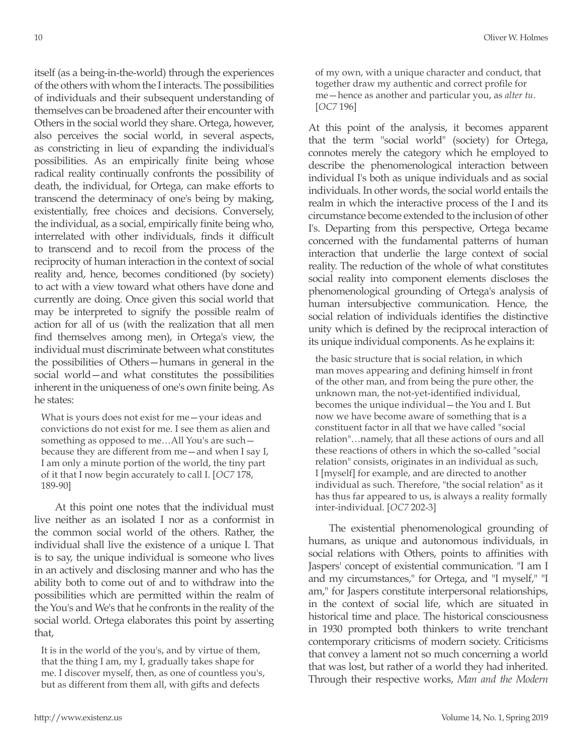itself (as a being-in-the-world) through the experiences of the others with whom the I interacts. The possibilities of individuals and their subsequent understanding of themselves can be broadened after their encounter with Others in the social world they share. Ortega, however, also perceives the social world, in several aspects, as constricting in lieu of expanding the individual's possibilities. As an empirically finite being whose radical reality continually confronts the possibility of death, the individual, for Ortega, can make efforts to transcend the determinacy of one's being by making, existentially, free choices and decisions. Conversely, the individual, as a social, empirically finite being who, interrelated with other individuals, finds it difficult to transcend and to recoil from the process of the reciprocity of human interaction in the context of social reality and, hence, becomes conditioned (by society) to act with a view toward what others have done and currently are doing. Once given this social world that may be interpreted to signify the possible realm of action for all of us (with the realization that all men find themselves among men), in Ortega's view, the individual must discriminate between what constitutes the possibilities of Others—humans in general in the social world—and what constitutes the possibilities inherent in the uniqueness of one's own finite being. As he states:

> What is yours does not exist for me—your ideas and convictions do not exist for me. I see them as alien and something as opposed to me…All You's are such—because they are different from me—and when I say I, I am only a minute portion of the world, the tiny part of it that I now begin accurately to call I. [*OC7* 178, 189-90]

At this point one notes that the individual must live neither as an isolated I nor as a conformist in the common social world of the others. Rather, the individual shall live the existence of a unique I. That is to say, the unique individual is someone who lives in an actively and disclosing manner and who has the ability both to come out of and to withdraw into the possibilities which are permitted within the realm of the You's and We's that he confronts in the reality of the social world. Ortega elaborates this point by asserting that,

> It is in the world of the you's, and by virtue of them, that the thing I am, my I, gradually takes shape for me. I discover myself, then, as one of countless you's, but as different from them all, with gifts and defects of my own, with a unique character and conduct, that together draw my authentic and correct profile for me—hence as another and particular you, as *alter tu*. [*OC7* 196]

At this point of the analysis, it becomes apparent that the term "social world" (society) for Ortega, connotes merely the category which he employed to describe the phenomenological interaction between individual I's both as unique individuals and as social individuals. In other words, the social world entails the realm in which the interactive process of the I and its circumstance become extended to the inclusion of other I's. Departing from this perspective, Ortega became concerned with the fundamental patterns of human interaction that underlie the large context of social reality. The reduction of the whole of what constitutes social reality into component elements discloses the phenomenological grounding of Ortega's analysis of human intersubjective communication. Hence, the social relation of individuals identifies the distinctive unity which is defined by the reciprocal interaction of its unique individual components. As he explains it:

> the basic structure that is social relation, in which man moves appearing and defining himself in front of the other man, and from being the pure other, the unknown man, the not-yet-identified individual, becomes the unique individual—the You and I. But now we have become aware of something that is a constituent factor in all that we have called "social relation"…namely, that all these actions of ours and all these reactions of others in which the so-called "social relation" consists, originates in an individual as such, I [myself] for example, and are directed to another individual as such. Therefore, "the social relation" as it has thus far appeared to us, is always a reality formally inter-individual. [*OC7* 202-3]

The existential phenomenological grounding of humans, as unique and autonomous individuals, in social relations with Others, points to affinities with Jaspers' concept of existential communication. "I am I and my circumstances," for Ortega, and "I myself," "I am," for Jaspers constitute interpersonal relationships, in the context of social life, which are situated in historical time and place. The historical consciousness in 1930 prompted both thinkers to write trenchant contemporary criticisms of modern society. Criticisms that convey a lament not so much concerning a world that was lost, but rather of a world they had inherited. Through their respective works, *Man and the Modern*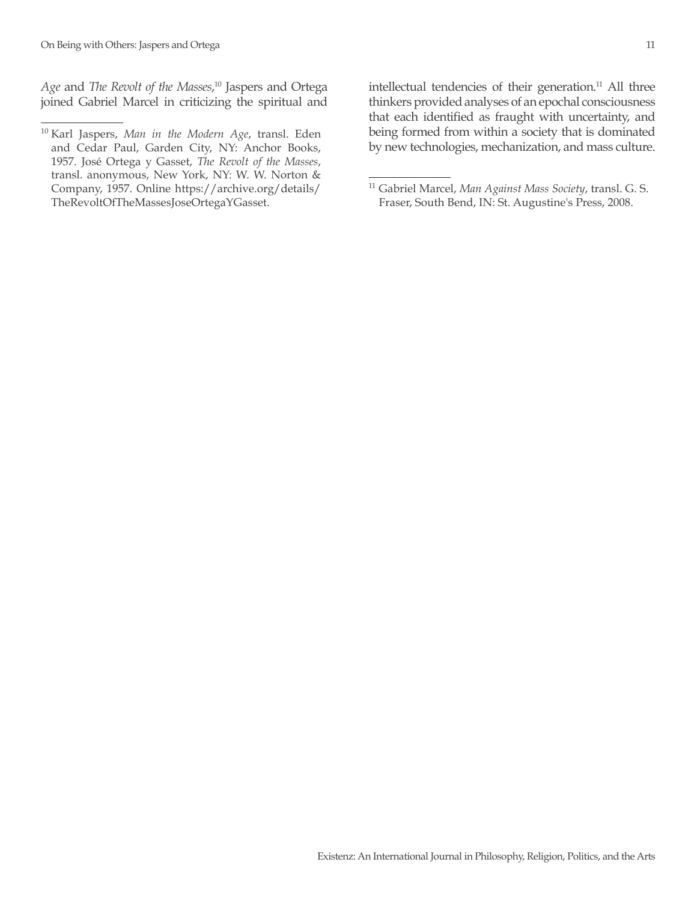*Age* and *The Revolt of the Masses*,[10] Jaspers and Ortega joined Gabriel Marcel in criticizing the spiritual and intellectual tendencies of their generation.[11] All three thinkers provided analyses of an epochal consciousness that each identified as fraught with uncertainty, and being formed from within a society that is dominated by new technologies, mechanization, and mass culture.

[10] Karl Jaspers, *Man in the Modern Age*, transl. Eden and Cedar Paul, Garden City, NY: Anchor Books, 1957. José Ortega y Gasset, *The Revolt of the Masses*, transl. anonymous, New York, NY: W. W. Norton & Company, 1957. Online https://archive.org/details/TheRevoltOfTheMassesJoseOrtegaYGasset.

[11] Gabriel Marcel, *Man Against Mass Society*, transl. G. S. Fraser, South Bend, IN: St. Augustine's Press, 2008.